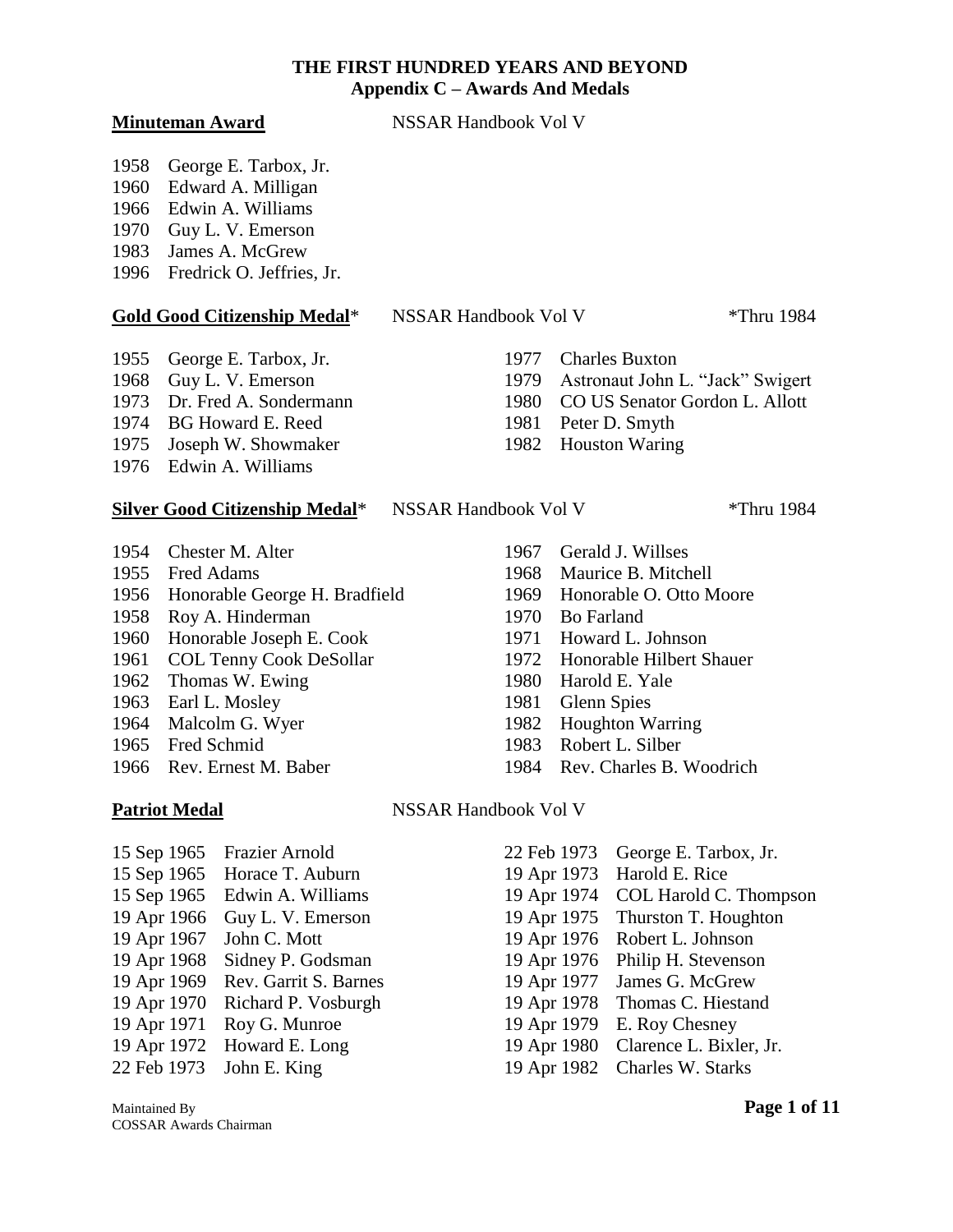# THE FIRST HUNDRED YEARS AND BEYOND
## Appendix C – Awards And Medals

**Minuteman Award** — NSSAR Handbook Vol V

- 1958 George E. Tarbox, Jr.
- 1960 Edward A. Milligan
- 1966 Edwin A. Williams
- 1970 Guy L. V. Emerson
- 1983 James A. McGrew
- 1996 Fredrick O. Jeffries, Jr.

**Gold Good Citizenship Medal*** — NSSAR Handbook Vol V — *Thru 1984

- 1955 George E. Tarbox, Jr.
- 1968 Guy L. V. Emerson
- 1973 Dr. Fred A. Sondermann
- 1974 BG Howard E. Reed
- 1975 Joseph W. Showmaker
- 1976 Edwin A. Williams
- 1977 Charles Buxton
- 1979 Astronaut John L. "Jack" Swigert
- 1980 CO US Senator Gordon L. Allott
- 1981 Peter D. Smyth
- 1982 Houston Waring

**Silver Good Citizenship Medal*** — NSSAR Handbook Vol V — *Thru 1984

- 1954 Chester M. Alter
- 1955 Fred Adams
- 1956 Honorable George H. Bradfield
- 1958 Roy A. Hinderman
- 1960 Honorable Joseph E. Cook
- 1961 COL Tenny Cook DeSollar
- 1962 Thomas W. Ewing
- 1963 Earl L. Mosley
- 1964 Malcolm G. Wyer
- 1965 Fred Schmid
- 1966 Rev. Ernest M. Baber
- 1967 Gerald J. Willses
- 1968 Maurice B. Mitchell
- 1969 Honorable O. Otto Moore
- 1970 Bo Farland
- 1971 Howard L. Johnson
- 1972 Honorable Hilbert Shauer
- 1980 Harold E. Yale
- 1981 Glenn Spies
- 1982 Houghton Warring
- 1983 Robert L. Silber
- 1984 Rev. Charles B. Woodrich

**Patriot Medal** — NSSAR Handbook Vol V

- 15 Sep 1965 Frazier Arnold
- 15 Sep 1965 Horace T. Auburn
- 15 Sep 1965 Edwin A. Williams
- 19 Apr 1966 Guy L. V. Emerson
- 19 Apr 1967 John C. Mott
- 19 Apr 1968 Sidney P. Godsman
- 19 Apr 1969 Rev. Garrit S. Barnes
- 19 Apr 1970 Richard P. Vosburgh
- 19 Apr 1971 Roy G. Munroe
- 19 Apr 1972 Howard E. Long
- 22 Feb 1973 John E. King
- 22 Feb 1973 George E. Tarbox, Jr.
- 19 Apr 1973 Harold E. Rice
- 19 Apr 1974 COL Harold C. Thompson
- 19 Apr 1975 Thurston T. Houghton
- 19 Apr 1976 Robert L. Johnson
- 19 Apr 1976 Philip H. Stevenson
- 19 Apr 1977 James G. McGrew
- 19 Apr 1978 Thomas C. Hiestand
- 19 Apr 1979 E. Roy Chesney
- 19 Apr 1980 Clarence L. Bixler, Jr.
- 19 Apr 1982 Charles W. Starks

Maintained By
COSSAR Awards Chairman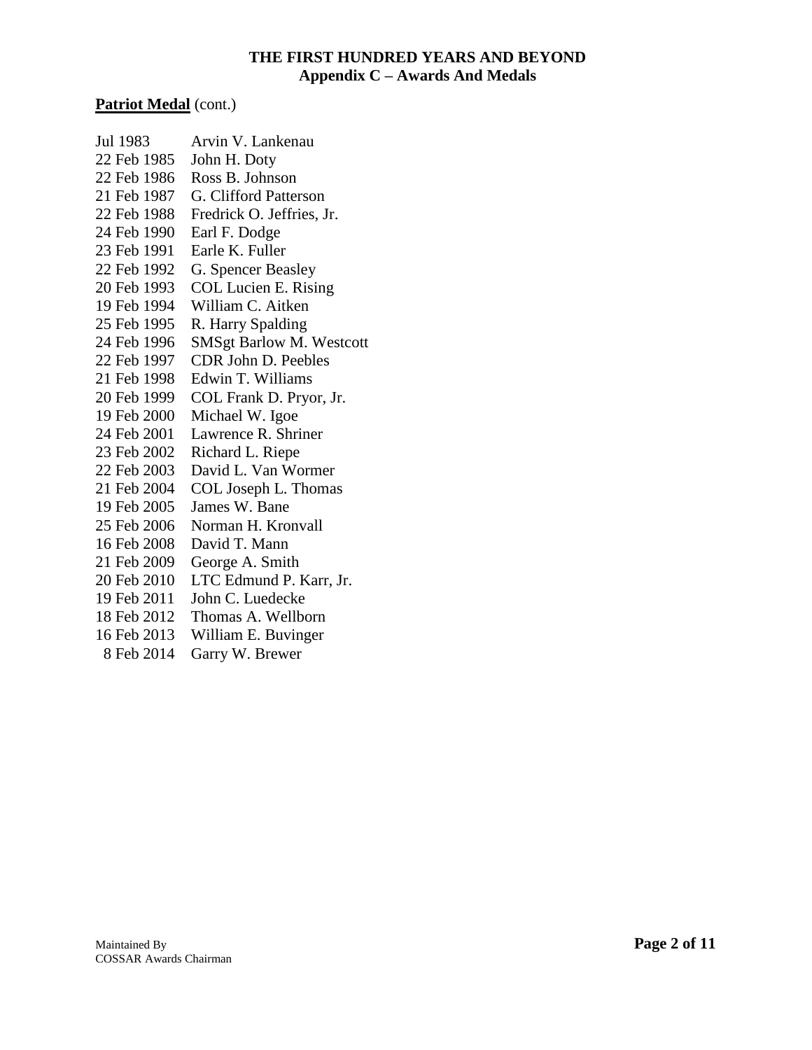**Patriot Medal** (cont.)

| | |
|---|---|
| Jul 1983 | Arvin V. Lankenau |
| 22 Feb 1985 | John H. Doty |
| 22 Feb 1986 | Ross B. Johnson |
| 21 Feb 1987 | G. Clifford Patterson |
| 22 Feb 1988 | Fredrick O. Jeffries, Jr. |
| 24 Feb 1990 | Earl F. Dodge |
| 23 Feb 1991 | Earle K. Fuller |
| 22 Feb 1992 | G. Spencer Beasley |
| 20 Feb 1993 | COL Lucien E. Rising |
| 19 Feb 1994 | William C. Aitken |
| 25 Feb 1995 | R. Harry Spalding |
| 24 Feb 1996 | SMSgt Barlow M. Westcott |
| 22 Feb 1997 | CDR John D. Peebles |
| 21 Feb 1998 | Edwin T. Williams |
| 20 Feb 1999 | COL Frank D. Pryor, Jr. |
| 19 Feb 2000 | Michael W. Igoe |
| 24 Feb 2001 | Lawrence R. Shriner |
| 23 Feb 2002 | Richard L. Riepe |
| 22 Feb 2003 | David L. Van Wormer |
| 21 Feb 2004 | COL Joseph L. Thomas |
| 19 Feb 2005 | James W. Bane |
| 25 Feb 2006 | Norman H. Kronvall |
| 16 Feb 2008 | David T. Mann |
| 21 Feb 2009 | George A. Smith |
| 20 Feb 2010 | LTC Edmund P. Karr, Jr. |
| 19 Feb 2011 | John C. Luedecke |
| 18 Feb 2012 | Thomas A. Wellborn |
| 16 Feb 2013 | William E. Buvinger |
| 8 Feb 2014 | Garry W. Brewer |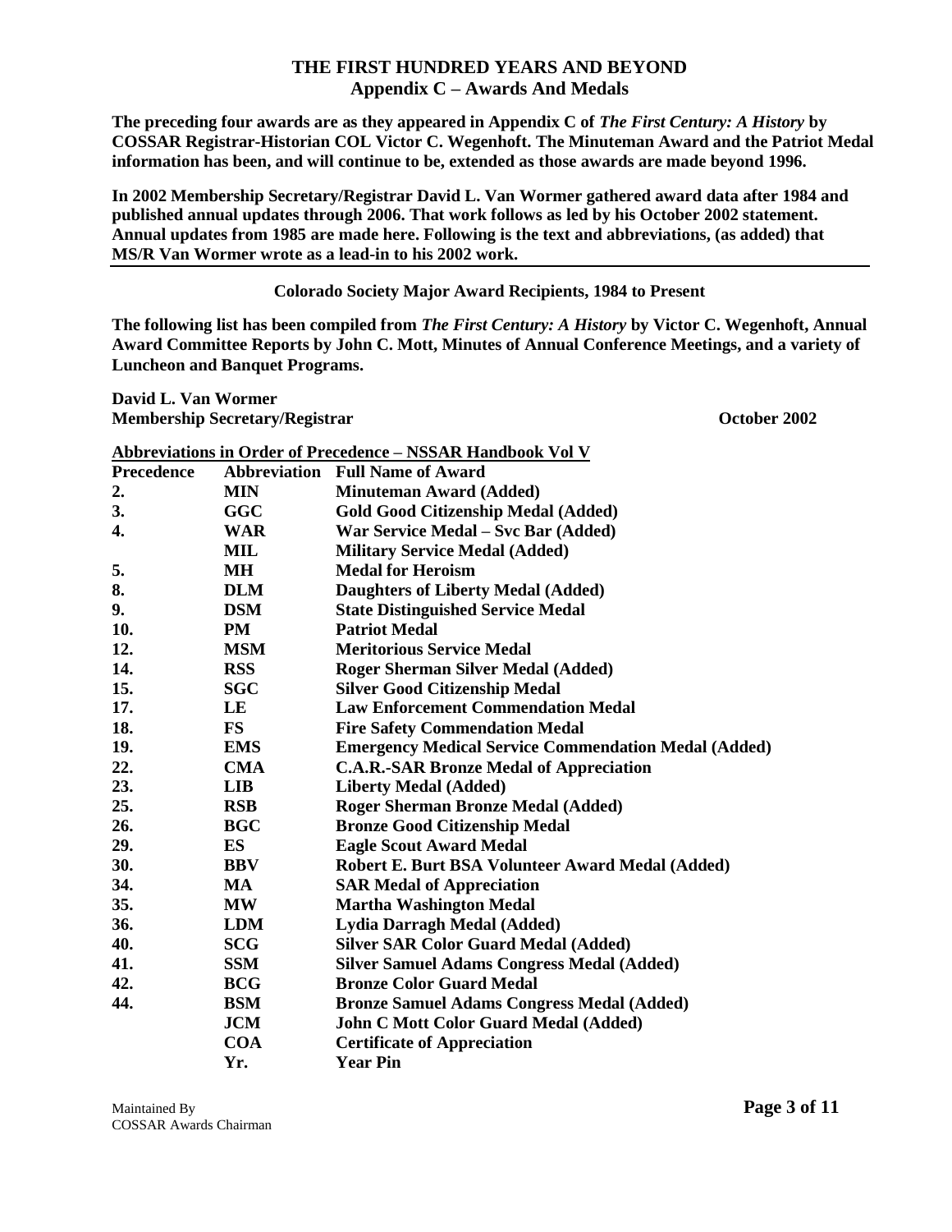## THE FIRST HUNDRED YEARS AND BEYOND
### Appendix C – Awards And Medals

**The preceding four awards are as they appeared in Appendix C of *The First Century: A History* by COSSAR Registrar-Historian COL Victor C. Wegenhoft. The Minuteman Award and the Patriot Medal information has been, and will continue to be, extended as those awards are made beyond 1996.**

**In 2002 Membership Secretary/Registrar David L. Van Wormer gathered award data after 1984 and published annual updates through 2006. That work follows as led by his October 2002 statement. Annual updates from 1985 are made here. Following is the text and abbreviations, (as added) that MS/R Van Wormer wrote as a lead-in to his 2002 work.**

---

**Colorado Society Major Award Recipients, 1984 to Present**

**The following list has been compiled from *The First Century: A History* by Victor C. Wegenhoft, Annual Award Committee Reports by John C. Mott, Minutes of Annual Conference Meetings, and a variety of Luncheon and Banquet Programs.**

**David L. Van Wormer**
**Membership Secretary/Registrar** **October 2002**

**Abbreviations in Order of Precedence – NSSAR Handbook Vol V**

| Precedence | Abbreviation | Full Name of Award |
|---|---|---|
| 2. | MIN | Minuteman Award (Added) |
| 3. | GGC | Gold Good Citizenship Medal (Added) |
| 4. | WAR | War Service Medal – Svc Bar (Added) |
| | MIL | Military Service Medal (Added) |
| 5. | MH | Medal for Heroism |
| 8. | DLM | Daughters of Liberty Medal (Added) |
| 9. | DSM | State Distinguished Service Medal |
| 10. | PM | Patriot Medal |
| 12. | MSM | Meritorious Service Medal |
| 14. | RSS | Roger Sherman Silver Medal (Added) |
| 15. | SGC | Silver Good Citizenship Medal |
| 17. | LE | Law Enforcement Commendation Medal |
| 18. | FS | Fire Safety Commendation Medal |
| 19. | EMS | Emergency Medical Service Commendation Medal (Added) |
| 22. | CMA | C.A.R.-SAR Bronze Medal of Appreciation |
| 23. | LIB | Liberty Medal (Added) |
| 25. | RSB | Roger Sherman Bronze Medal (Added) |
| 26. | BGC | Bronze Good Citizenship Medal |
| 29. | ES | Eagle Scout Award Medal |
| 30. | BBV | Robert E. Burt BSA Volunteer Award Medal (Added) |
| 34. | MA | SAR Medal of Appreciation |
| 35. | MW | Martha Washington Medal |
| 36. | LDM | Lydia Darragh Medal (Added) |
| 40. | SCG | Silver SAR Color Guard Medal (Added) |
| 41. | SSM | Silver Samuel Adams Congress Medal (Added) |
| 42. | BCG | Bronze Color Guard Medal |
| 44. | BSM | Bronze Samuel Adams Congress Medal (Added) |
| | JCM | John C Mott Color Guard Medal (Added) |
| | COA | Certificate of Appreciation |
| | Yr. | Year Pin |

Maintained By
COSSAR Awards Chairman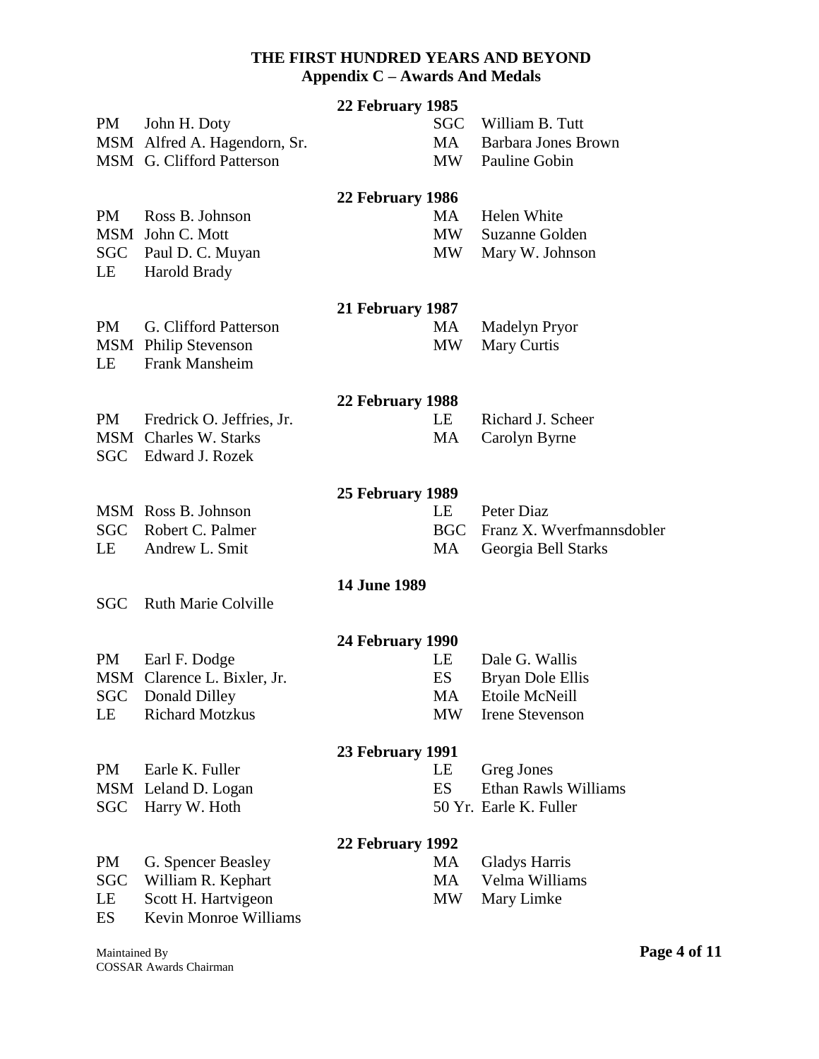**THE FIRST HUNDRED YEARS AND BEYOND**
**Appendix C – Awards And Medals**

**22 February 1985**

PM John H. Doty
MSM Alfred A. Hagendorn, Sr.
MSM G. Clifford Patterson
SGC William B. Tutt
MA Barbara Jones Brown
MW Pauline Gobin

**22 February 1986**

PM Ross B. Johnson
MSM John C. Mott
SGC Paul D. C. Muyan
LE Harold Brady
MA Helen White
MW Suzanne Golden
MW Mary W. Johnson

**21 February 1987**

PM G. Clifford Patterson
MSM Philip Stevenson
LE Frank Mansheim
MA Madelyn Pryor
MW Mary Curtis

**22 February 1988**

PM Fredrick O. Jeffries, Jr.
MSM Charles W. Starks
SGC Edward J. Rozek
LE Richard J. Scheer
MA Carolyn Byrne

**25 February 1989**

MSM Ross B. Johnson
SGC Robert C. Palmer
LE Andrew L. Smit
LE Peter Diaz
BGC Franz X. Wverfmannsdobler
MA Georgia Bell Starks

**14 June 1989**

SGC Ruth Marie Colville

**24 February 1990**

PM Earl F. Dodge
MSM Clarence L. Bixler, Jr.
SGC Donald Dilley
LE Richard Motzkus
LE Dale G. Wallis
ES Bryan Dole Ellis
MA Etoile McNeill
MW Irene Stevenson

**23 February 1991**

PM Earle K. Fuller
MSM Leland D. Logan
SGC Harry W. Hoth
LE Greg Jones
ES Ethan Rawls Williams
50 Yr. Earle K. Fuller

**22 February 1992**

PM G. Spencer Beasley
SGC William R. Kephart
LE Scott H. Hartvigeon
ES Kevin Monroe Williams
MA Gladys Harris
MA Velma Williams
MW Mary Limke

Maintained By
COSSAR Awards Chairman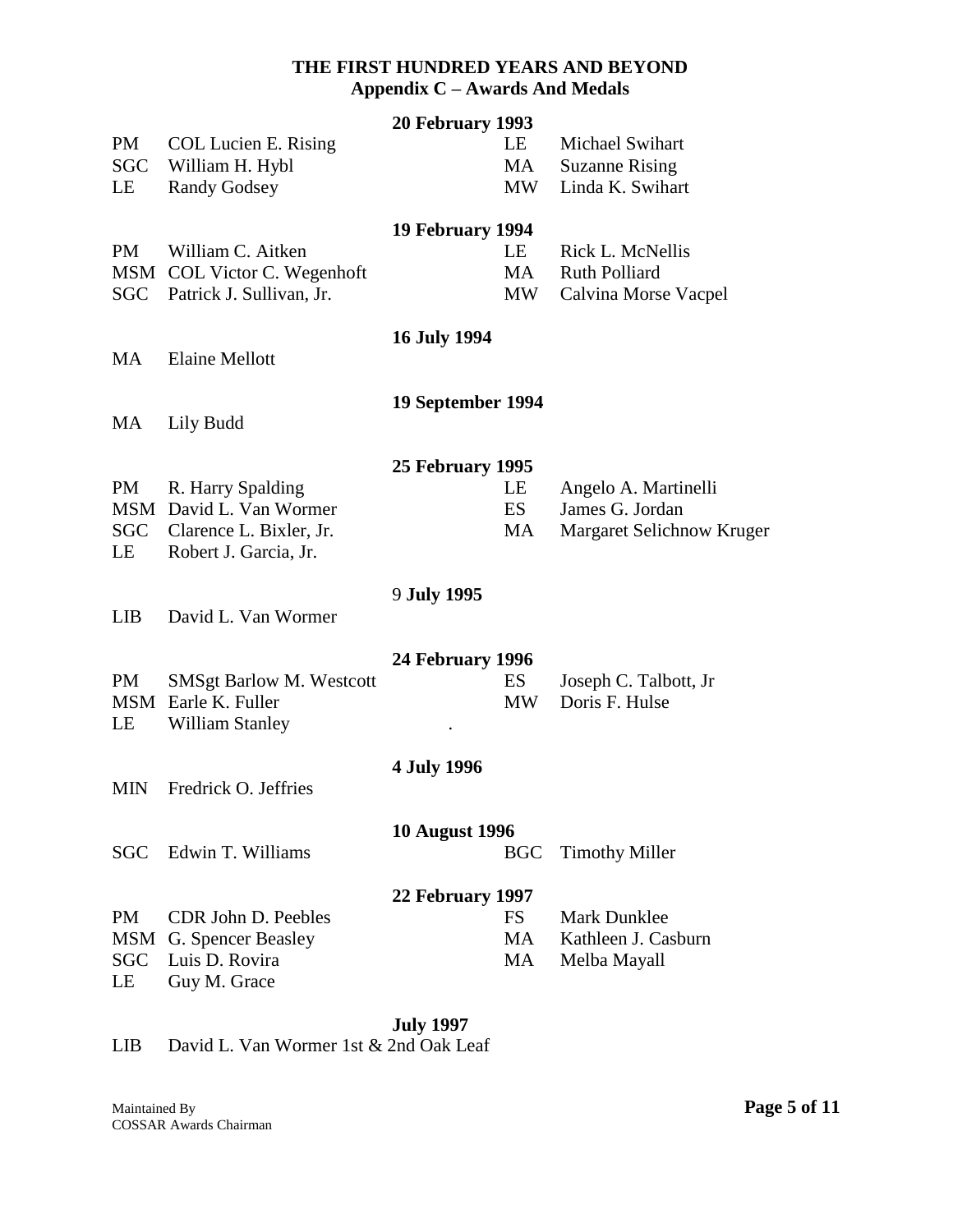# THE FIRST HUNDRED YEARS AND BEYOND
## Appendix C – Awards And Medals

**20 February 1993**

PM COL Lucien E. Rising
SGC William H. Hybl
LE Randy Godsey
LE Michael Swihart
MA Suzanne Rising
MW Linda K. Swihart

**19 February 1994**

PM William C. Aitken
MSM COL Victor C. Wegenhoft
SGC Patrick J. Sullivan, Jr.
LE Rick L. McNellis
MA Ruth Polliard
MW Calvina Morse Vacpel

**16 July 1994**

MA Elaine Mellott

**19 September 1994**

MA Lily Budd

**25 February 1995**

PM R. Harry Spalding
MSM David L. Van Wormer
SGC Clarence L. Bixler, Jr.
LE Robert J. Garcia, Jr.
LE Angelo A. Martinelli
ES James G. Jordan
MA Margaret Selichnow Kruger

**9 July 1995**

LIB David L. Van Wormer

**24 February 1996**

PM SMSgt Barlow M. Westcott
MSM Earle K. Fuller
LE William Stanley
ES Joseph C. Talbott, Jr
MW Doris F. Hulse

**4 July 1996**

MIN Fredrick O. Jeffries

**10 August 1996**

SGC Edwin T. Williams
BGC Timothy Miller

**22 February 1997**

PM CDR John D. Peebles
MSM G. Spencer Beasley
SGC Luis D. Rovira
LE Guy M. Grace
FS Mark Dunklee
MA Kathleen J. Casburn
MA Melba Mayall

**July 1997**

LIB David L. Van Wormer 1st & 2nd Oak Leaf

Maintained By
COSSAR Awards Chairman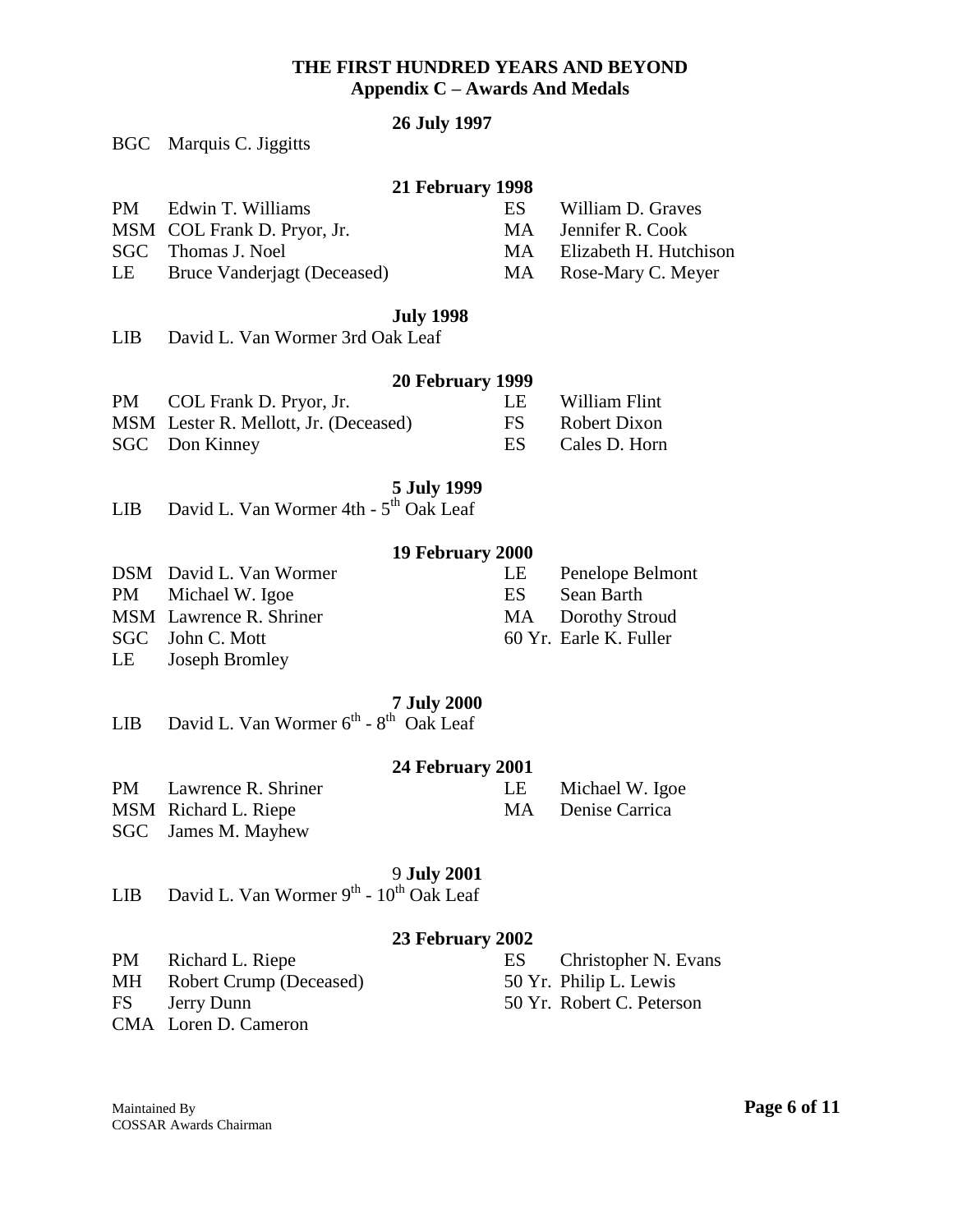**THE FIRST HUNDRED YEARS AND BEYOND**
**Appendix C – Awards And Medals**

**26 July 1997**

BGC Marquis C. Jiggitts

**21 February 1998**

PM Edwin T. Williams
MSM COL Frank D. Pryor, Jr.
SGC Thomas J. Noel
LE Bruce Vanderjagt (Deceased)
ES William D. Graves
MA Jennifer R. Cook
MA Elizabeth H. Hutchison
MA Rose-Mary C. Meyer

**July 1998**

LIB David L. Van Wormer 3rd Oak Leaf

**20 February 1999**

PM COL Frank D. Pryor, Jr.
MSM Lester R. Mellott, Jr. (Deceased)
SGC Don Kinney
LE William Flint
FS Robert Dixon
ES Cales D. Horn

**5 July 1999**

LIB David L. Van Wormer 4th - 5th Oak Leaf

**19 February 2000**

DSM David L. Van Wormer
PM Michael W. Igoe
MSM Lawrence R. Shriner
SGC John C. Mott
LE Joseph Bromley
LE Penelope Belmont
ES Sean Barth
MA Dorothy Stroud
60 Yr. Earle K. Fuller

**7 July 2000**

LIB David L. Van Wormer 6th - 8th Oak Leaf

**24 February 2001**

PM Lawrence R. Shriner
MSM Richard L. Riepe
SGC James M. Mayhew
LE Michael W. Igoe
MA Denise Carrica

**9 July 2001**

LIB David L. Van Wormer 9th - 10th Oak Leaf

**23 February 2002**

PM Richard L. Riepe
MH Robert Crump (Deceased)
FS Jerry Dunn
CMA Loren D. Cameron
ES Christopher N. Evans
50 Yr. Philip L. Lewis
50 Yr. Robert C. Peterson

Maintained By
COSSAR Awards Chairman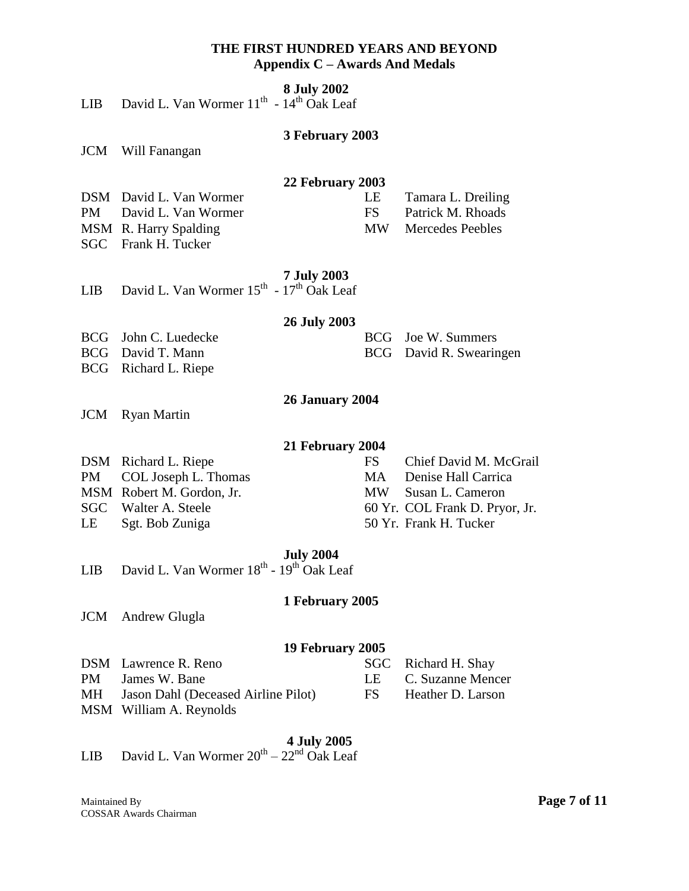**8 July 2002**

LIB David L. Van Wormer 11th - 14th Oak Leaf

**3 February 2003**

JCM Will Fanangan

**22 February 2003**

DSM David L. Van Wormer
PM David L. Van Wormer
MSM R. Harry Spalding
SGC Frank H. Tucker
LE Tamara L. Dreiling
FS Patrick M. Rhoads
MW Mercedes Peebles

**7 July 2003**

LIB David L. Van Wormer 15th - 17th Oak Leaf

**26 July 2003**

BCG John C. Luedecke
BCG David T. Mann
BCG Richard L. Riepe
BCG Joe W. Summers
BCG David R. Swearingen

**26 January 2004**

JCM Ryan Martin

**21 February 2004**

DSM Richard L. Riepe
PM COL Joseph L. Thomas
MSM Robert M. Gordon, Jr.
SGC Walter A. Steele
LE Sgt. Bob Zuniga
FS Chief David M. McGrail
MA Denise Hall Carrica
MW Susan L. Cameron
60 Yr. COL Frank D. Pryor, Jr.
50 Yr. Frank H. Tucker

**July 2004**

LIB David L. Van Wormer 18th - 19th Oak Leaf

**1 February 2005**

JCM Andrew Glugla

**19 February 2005**

DSM Lawrence R. Reno
PM James W. Bane
MH Jason Dahl (Deceased Airline Pilot)
MSM William A. Reynolds
SGC Richard H. Shay
LE C. Suzanne Mencer
FS Heather D. Larson

**4 July 2005**

LIB David L. Van Wormer 20th – 22nd Oak Leaf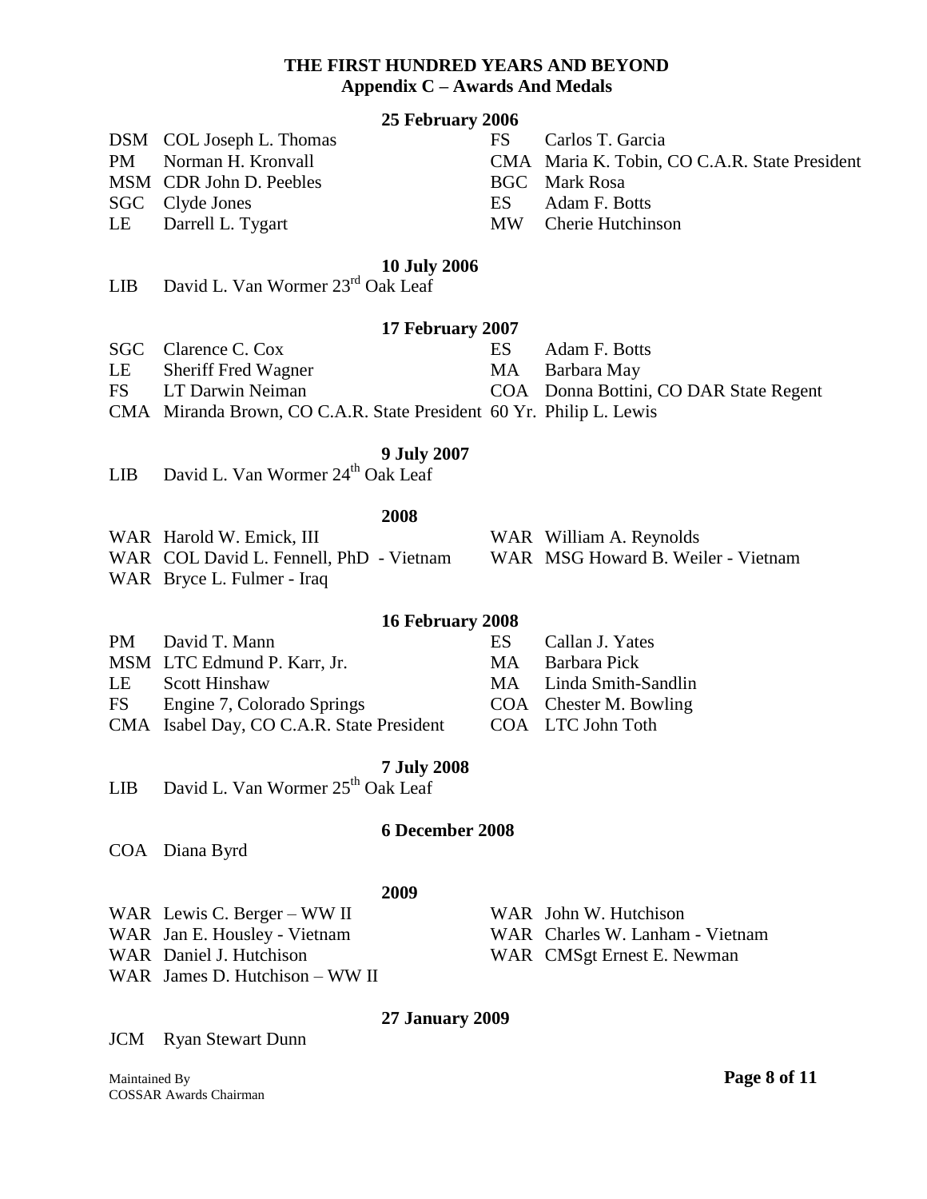# THE FIRST HUNDRED YEARS AND BEYOND
## Appendix C – Awards And Medals

### 25 February 2006

DSM COL Joseph L. Thomas
PM Norman H. Kronvall
MSM CDR John D. Peebles
SGC Clyde Jones
LE Darrell L. Tygart
FS Carlos T. Garcia
CMA Maria K. Tobin, CO C.A.R. State President
BGC Mark Rosa
ES Adam F. Botts
MW Cherie Hutchinson

### 10 July 2006

LIB David L. Van Wormer 23rd Oak Leaf

### 17 February 2007

SGC Clarence C. Cox
LE Sheriff Fred Wagner
FS LT Darwin Neiman
CMA Miranda Brown, CO C.A.R. State President
ES Adam F. Botts
MA Barbara May
COA Donna Bottini, CO DAR State Regent
60 Yr. Philip L. Lewis

### 9 July 2007

LIB David L. Van Wormer 24th Oak Leaf

### 2008

WAR Harold W. Emick, III
WAR COL David L. Fennell, PhD - Vietnam
WAR Bryce L. Fulmer - Iraq
WAR William A. Reynolds
WAR MSG Howard B. Weiler - Vietnam

### 16 February 2008

PM David T. Mann
MSM LTC Edmund P. Karr, Jr.
LE Scott Hinshaw
FS Engine 7, Colorado Springs
CMA Isabel Day, CO C.A.R. State President
ES Callan J. Yates
MA Barbara Pick
MA Linda Smith-Sandlin
COA Chester M. Bowling
COA LTC John Toth

### 7 July 2008

LIB David L. Van Wormer 25th Oak Leaf

### 6 December 2008

COA Diana Byrd

### 2009

WAR Lewis C. Berger – WW II
WAR Jan E. Housley - Vietnam
WAR Daniel J. Hutchison
WAR James D. Hutchison – WW II
WAR John W. Hutchison
WAR Charles W. Lanham - Vietnam
WAR CMSgt Ernest E. Newman

### 27 January 2009

JCM Ryan Stewart Dunn

Maintained By
COSSAR Awards Chairman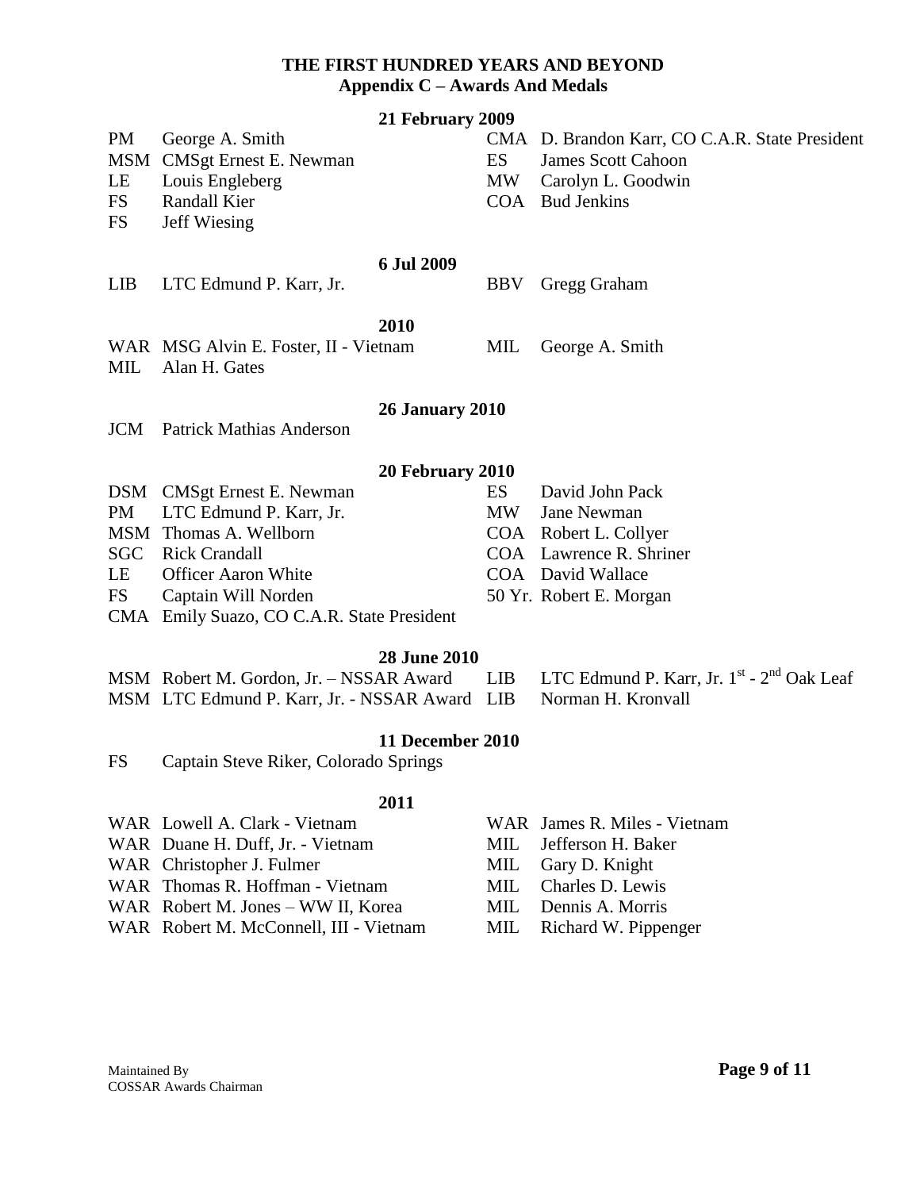**THE FIRST HUNDRED YEARS AND BEYOND**
**Appendix C – Awards And Medals**

**21 February 2009**

PM George A. Smith
MSM CMSgt Ernest E. Newman
LE Louis Engleberg
FS Randall Kier
FS Jeff Wiesing
CMA D. Brandon Karr, CO C.A.R. State President
ES James Scott Cahoon
MW Carolyn L. Goodwin
COA Bud Jenkins

**6 Jul 2009**

LIB LTC Edmund P. Karr, Jr.
BBV Gregg Graham

**2010**

WAR MSG Alvin E. Foster, II - Vietnam
MIL Alan H. Gates
MIL George A. Smith

**26 January 2010**

JCM Patrick Mathias Anderson

**20 February 2010**

DSM CMSgt Ernest E. Newman
PM LTC Edmund P. Karr, Jr.
MSM Thomas A. Wellborn
SGC Rick Crandall
LE Officer Aaron White
FS Captain Will Norden
CMA Emily Suazo, CO C.A.R. State President
ES David John Pack
MW Jane Newman
COA Robert L. Collyer
COA Lawrence R. Shriner
COA David Wallace
50 Yr. Robert E. Morgan

**28 June 2010**

MSM Robert M. Gordon, Jr. – NSSAR Award
MSM LTC Edmund P. Karr, Jr. - NSSAR Award
LIB LTC Edmund P. Karr, Jr. 1st - 2nd Oak Leaf
LIB Norman H. Kronvall

**11 December 2010**

FS Captain Steve Riker, Colorado Springs

**2011**

WAR Lowell A. Clark - Vietnam
WAR Duane H. Duff, Jr. - Vietnam
WAR Christopher J. Fulmer
WAR Thomas R. Hoffman - Vietnam
WAR Robert M. Jones – WW II, Korea
WAR Robert M. McConnell, III - Vietnam
WAR James R. Miles - Vietnam
MIL Jefferson H. Baker
MIL Gary D. Knight
MIL Charles D. Lewis
MIL Dennis A. Morris
MIL Richard W. Pippenger

Maintained By
COSSAR Awards Chairman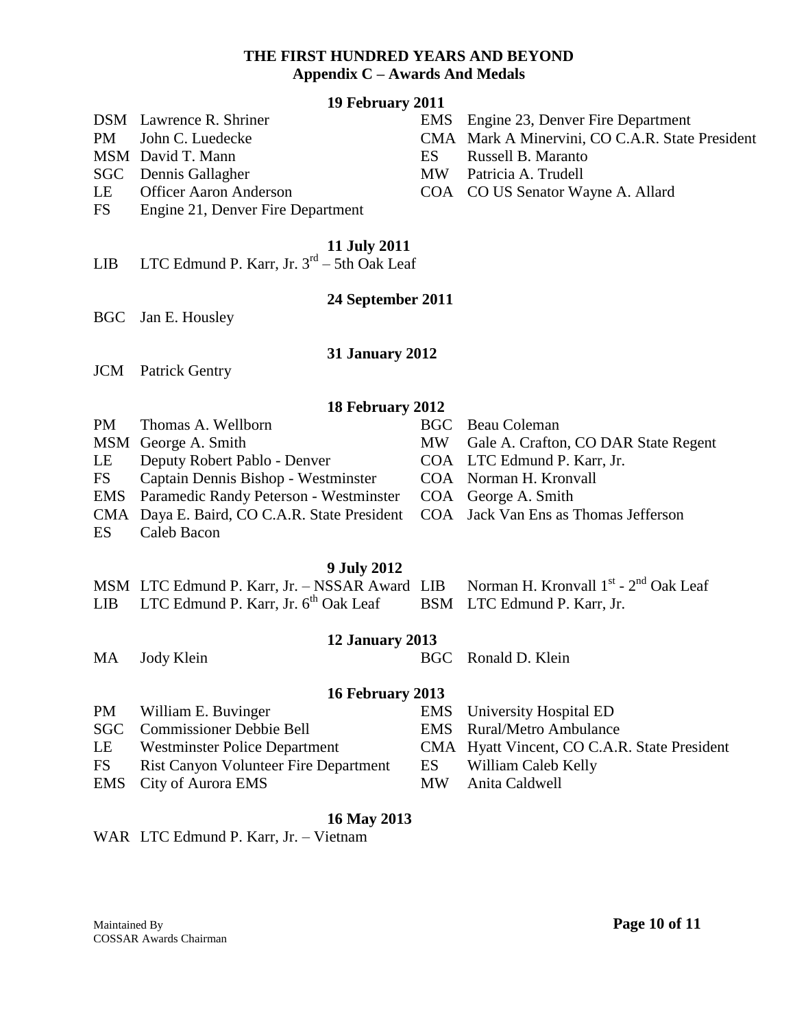**THE FIRST HUNDRED YEARS AND BEYOND**
**Appendix C – Awards And Medals**

**19 February 2011**

DSM Lawrence R. Shriner
PM John C. Luedecke
MSM David T. Mann
SGC Dennis Gallagher
LE Officer Aaron Anderson
FS Engine 21, Denver Fire Department
EMS Engine 23, Denver Fire Department
CMA Mark A Minervini, CO C.A.R. State President
ES Russell B. Maranto
MW Patricia A. Trudell
COA CO US Senator Wayne A. Allard

**11 July 2011**

LIB LTC Edmund P. Karr, Jr. 3rd – 5th Oak Leaf

**24 September 2011**

BGC Jan E. Housley

**31 January 2012**

JCM Patrick Gentry

**18 February 2012**

PM Thomas A. Wellborn
MSM George A. Smith
LE Deputy Robert Pablo - Denver
FS Captain Dennis Bishop - Westminster
EMS Paramedic Randy Peterson - Westminster
CMA Daya E. Baird, CO C.A.R. State President
ES Caleb Bacon
BGC Beau Coleman
MW Gale A. Crafton, CO DAR State Regent
COA LTC Edmund P. Karr, Jr.
COA Norman H. Kronvall
COA George A. Smith
COA Jack Van Ens as Thomas Jefferson

**9 July 2012**

MSM LTC Edmund P. Karr, Jr. – NSSAR Award
LIB LTC Edmund P. Karr, Jr. 6th Oak Leaf
LIB Norman H. Kronvall 1st - 2nd Oak Leaf
BSM LTC Edmund P. Karr, Jr.

**12 January 2013**

MA Jody Klein
BGC Ronald D. Klein

**16 February 2013**

PM William E. Buvinger
SGC Commissioner Debbie Bell
LE Westminster Police Department
FS Rist Canyon Volunteer Fire Department
EMS City of Aurora EMS
EMS University Hospital ED
EMS Rural/Metro Ambulance
CMA Hyatt Vincent, CO C.A.R. State President
ES William Caleb Kelly
MW Anita Caldwell

**16 May 2013**

WAR LTC Edmund P. Karr, Jr. – Vietnam

Maintained By
COSSAR Awards Chairman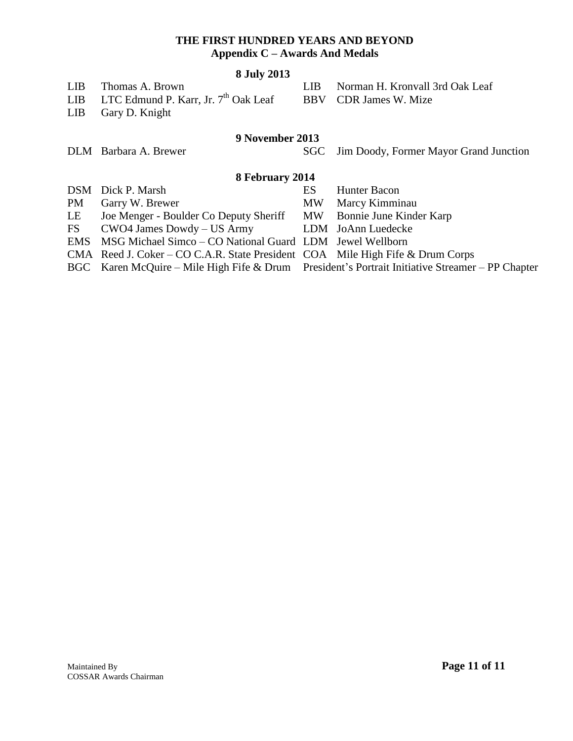**THE FIRST HUNDRED YEARS AND BEYOND**
**Appendix C – Awards And Medals**

**8 July 2013**

| | | | |
|---|---|---|---|
| LIB | Thomas A. Brown | LIB | Norman H. Kronvall 3rd Oak Leaf |
| LIB | LTC Edmund P. Karr, Jr. 7th Oak Leaf | BBV | CDR James W. Mize |
| LIB | Gary D. Knight | | |

**9 November 2013**

| | | | |
|---|---|---|---|
| DLM | Barbara A. Brewer | SGC | Jim Doody, Former Mayor Grand Junction |

**8 February 2014**

| | | | |
|---|---|---|---|
| DSM | Dick P. Marsh | ES | Hunter Bacon |
| PM | Garry W. Brewer | MW | Marcy Kimminau |
| LE | Joe Menger - Boulder Co Deputy Sheriff | MW | Bonnie June Kinder Karp |
| FS | CWO4 James Dowdy – US Army | LDM | JoAnn Luedecke |
| EMS | MSG Michael Simco – CO National Guard | LDM | Jewel Wellborn |
| CMA | Reed J. Coker – CO C.A.R. State President | COA | Mile High Fife & Drum Corps |
| BGC | Karen McQuire – Mile High Fife & Drum | | President's Portrait Initiative Streamer – PP Chapter |

Maintained By
COSSAR Awards Chairman